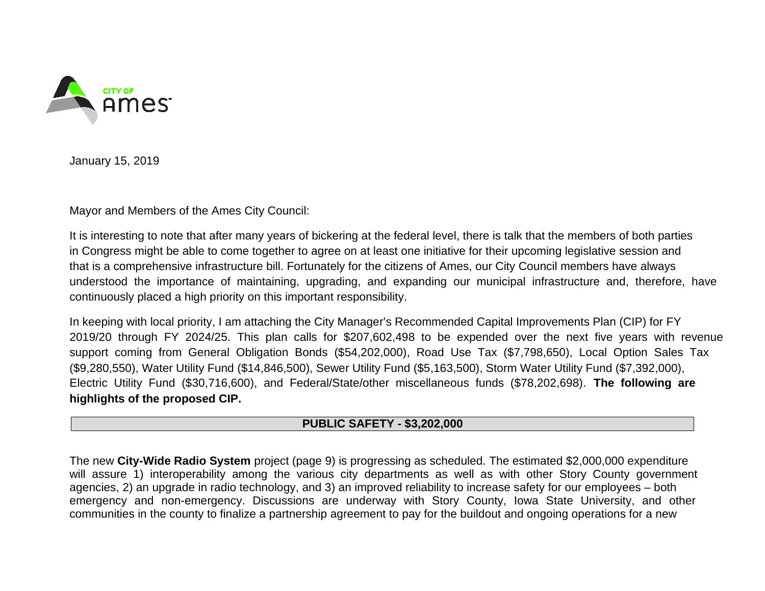CITY OF Ames

January 15, 2019

Mayor and Members of the Ames City Council:

It is interesting to note that after many years of bickering at the federal level, there is talk that the members of both parties in Congress might be able to come together to agree on at least one initiative for their upcoming legislative session and that is a comprehensive infrastructure bill. Fortunately for the citizens of Ames, our City Council members have always understood the importance of maintaining, upgrading, and expanding our municipal infrastructure and, therefore, have continuously placed a high priority on this important responsibility.

In keeping with local priority, I am attaching the City Manager's Recommended Capital Improvements Plan (CIP) for FY 2019/20 through FY 2024/25. This plan calls for $207,602,498 to be expended over the next five years with revenue support coming from General Obligation Bonds ($54,202,000), Road Use Tax ($7,798,650), Local Option Sales Tax ($9,280,550), Water Utility Fund ($14,846,500), Sewer Utility Fund ($5,163,500), Storm Water Utility Fund ($7,392,000), Electric Utility Fund ($30,716,600), and Federal/State/other miscellaneous funds ($78,202,698). **The following are highlights of the proposed CIP.**

## PUBLIC SAFETY - $3,202,000

The new **City-Wide Radio System** project (page 9) is progressing as scheduled. The estimated $2,000,000 expenditure will assure 1) interoperability among the various city departments as well as with other Story County government agencies, 2) an upgrade in radio technology, and 3) an improved reliability to increase safety for our employees – both emergency and non-emergency. Discussions are underway with Story County, Iowa State University, and other communities in the county to finalize a partnership agreement to pay for the buildout and ongoing operations for a new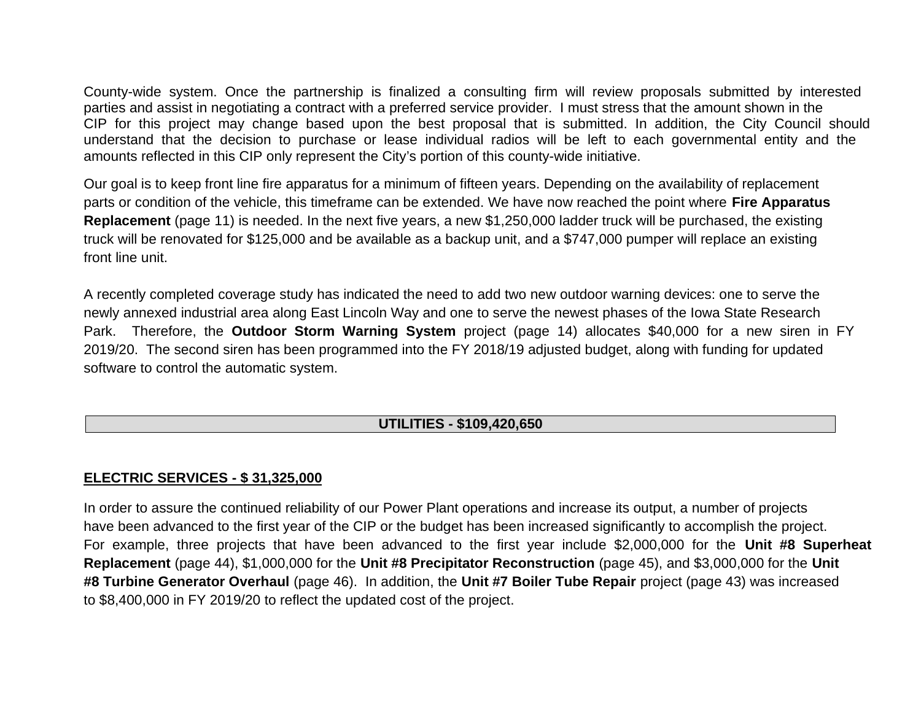County-wide system. Once the partnership is finalized a consulting firm will review proposals submitted by interested parties and assist in negotiating a contract with a preferred service provider. I must stress that the amount shown in the CIP for this project may change based upon the best proposal that is submitted. In addition, the City Council should understand that the decision to purchase or lease individual radios will be left to each governmental entity and the amounts reflected in this CIP only represent the City's portion of this county-wide initiative.

Our goal is to keep front line fire apparatus for a minimum of fifteen years. Depending on the availability of replacement parts or condition of the vehicle, this timeframe can be extended. We have now reached the point where **Fire Apparatus Replacement** (page 11) is needed. In the next five years, a new $1,250,000 ladder truck will be purchased, the existing truck will be renovated for $125,000 and be available as a backup unit, and a $747,000 pumper will replace an existing front line unit.

A recently completed coverage study has indicated the need to add two new outdoor warning devices: one to serve the newly annexed industrial area along East Lincoln Way and one to serve the newest phases of the Iowa State Research Park. Therefore, the **Outdoor Storm Warning System** project (page 14) allocates $40,000 for a new siren in FY 2019/20. The second siren has been programmed into the FY 2018/19 adjusted budget, along with funding for updated software to control the automatic system.

## UTILITIES - $109,420,650

### ELECTRIC SERVICES - $ 31,325,000

In order to assure the continued reliability of our Power Plant operations and increase its output, a number of projects have been advanced to the first year of the CIP or the budget has been increased significantly to accomplish the project. For example, three projects that have been advanced to the first year include $2,000,000 for the **Unit #8 Superheat Replacement** (page 44), $1,000,000 for the **Unit #8 Precipitator Reconstruction** (page 45), and $3,000,000 for the **Unit #8 Turbine Generator Overhaul** (page 46). In addition, the **Unit #7 Boiler Tube Repair** project (page 43) was increased to $8,400,000 in FY 2019/20 to reflect the updated cost of the project.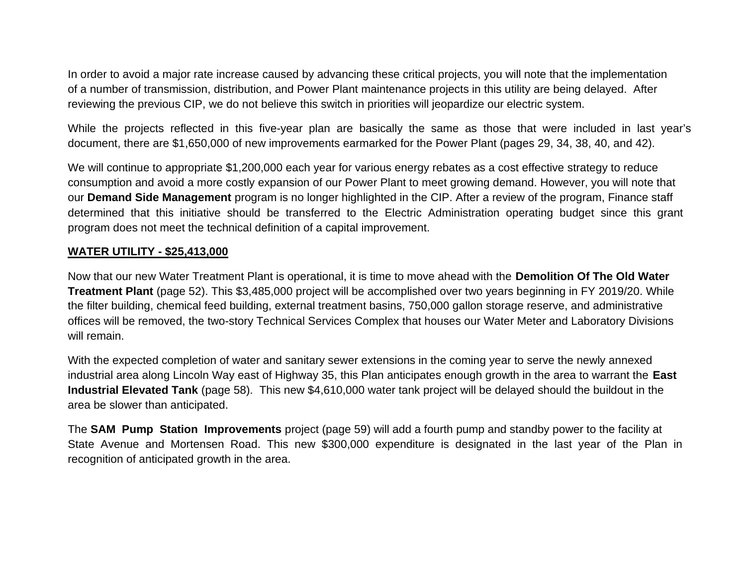In order to avoid a major rate increase caused by advancing these critical projects, you will note that the implementation of a number of transmission, distribution, and Power Plant maintenance projects in this utility are being delayed. After reviewing the previous CIP, we do not believe this switch in priorities will jeopardize our electric system.

While the projects reflected in this five-year plan are basically the same as those that were included in last year's document, there are $1,650,000 of new improvements earmarked for the Power Plant (pages 29, 34, 38, 40, and 42).

We will continue to appropriate $1,200,000 each year for various energy rebates as a cost effective strategy to reduce consumption and avoid a more costly expansion of our Power Plant to meet growing demand. However, you will note that our **Demand Side Management** program is no longer highlighted in the CIP. After a review of the program, Finance staff determined that this initiative should be transferred to the Electric Administration operating budget since this grant program does not meet the technical definition of a capital improvement.

## WATER UTILITY - $25,413,000

Now that our new Water Treatment Plant is operational, it is time to move ahead with the **Demolition Of The Old Water Treatment Plant** (page 52). This $3,485,000 project will be accomplished over two years beginning in FY 2019/20. While the filter building, chemical feed building, external treatment basins, 750,000 gallon storage reserve, and administrative offices will be removed, the two-story Technical Services Complex that houses our Water Meter and Laboratory Divisions will remain.

With the expected completion of water and sanitary sewer extensions in the coming year to serve the newly annexed industrial area along Lincoln Way east of Highway 35, this Plan anticipates enough growth in the area to warrant the **East Industrial Elevated Tank** (page 58). This new $4,610,000 water tank project will be delayed should the buildout in the area be slower than anticipated.

The **SAM Pump Station Improvements** project (page 59) will add a fourth pump and standby power to the facility at State Avenue and Mortensen Road. This new $300,000 expenditure is designated in the last year of the Plan in recognition of anticipated growth in the area.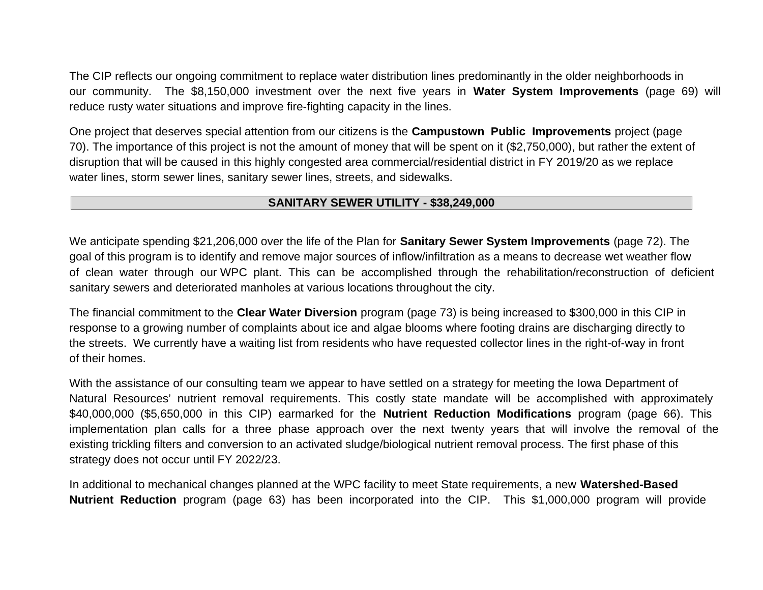The CIP reflects our ongoing commitment to replace water distribution lines predominantly in the older neighborhoods in our community. The $8,150,000 investment over the next five years in **Water System Improvements** (page 69) will reduce rusty water situations and improve fire-fighting capacity in the lines.

One project that deserves special attention from our citizens is the **Campustown Public Improvements** project (page 70). The importance of this project is not the amount of money that will be spent on it ($2,750,000), but rather the extent of disruption that will be caused in this highly congested area commercial/residential district in FY 2019/20 as we replace water lines, storm sewer lines, sanitary sewer lines, streets, and sidewalks.

## SANITARY SEWER UTILITY - $38,249,000

We anticipate spending $21,206,000 over the life of the Plan for **Sanitary Sewer System Improvements** (page 72). The goal of this program is to identify and remove major sources of inflow/infiltration as a means to decrease wet weather flow of clean water through our WPC plant. This can be accomplished through the rehabilitation/reconstruction of deficient sanitary sewers and deteriorated manholes at various locations throughout the city.

The financial commitment to the **Clear Water Diversion** program (page 73) is being increased to $300,000 in this CIP in response to a growing number of complaints about ice and algae blooms where footing drains are discharging directly to the streets. We currently have a waiting list from residents who have requested collector lines in the right-of-way in front of their homes.

With the assistance of our consulting team we appear to have settled on a strategy for meeting the Iowa Department of Natural Resources' nutrient removal requirements. This costly state mandate will be accomplished with approximately $40,000,000 ($5,650,000 in this CIP) earmarked for the **Nutrient Reduction Modifications** program (page 66). This implementation plan calls for a three phase approach over the next twenty years that will involve the removal of the existing trickling filters and conversion to an activated sludge/biological nutrient removal process. The first phase of this strategy does not occur until FY 2022/23.

In additional to mechanical changes planned at the WPC facility to meet State requirements, a new **Watershed-Based Nutrient Reduction** program (page 63) has been incorporated into the CIP. This $1,000,000 program will provide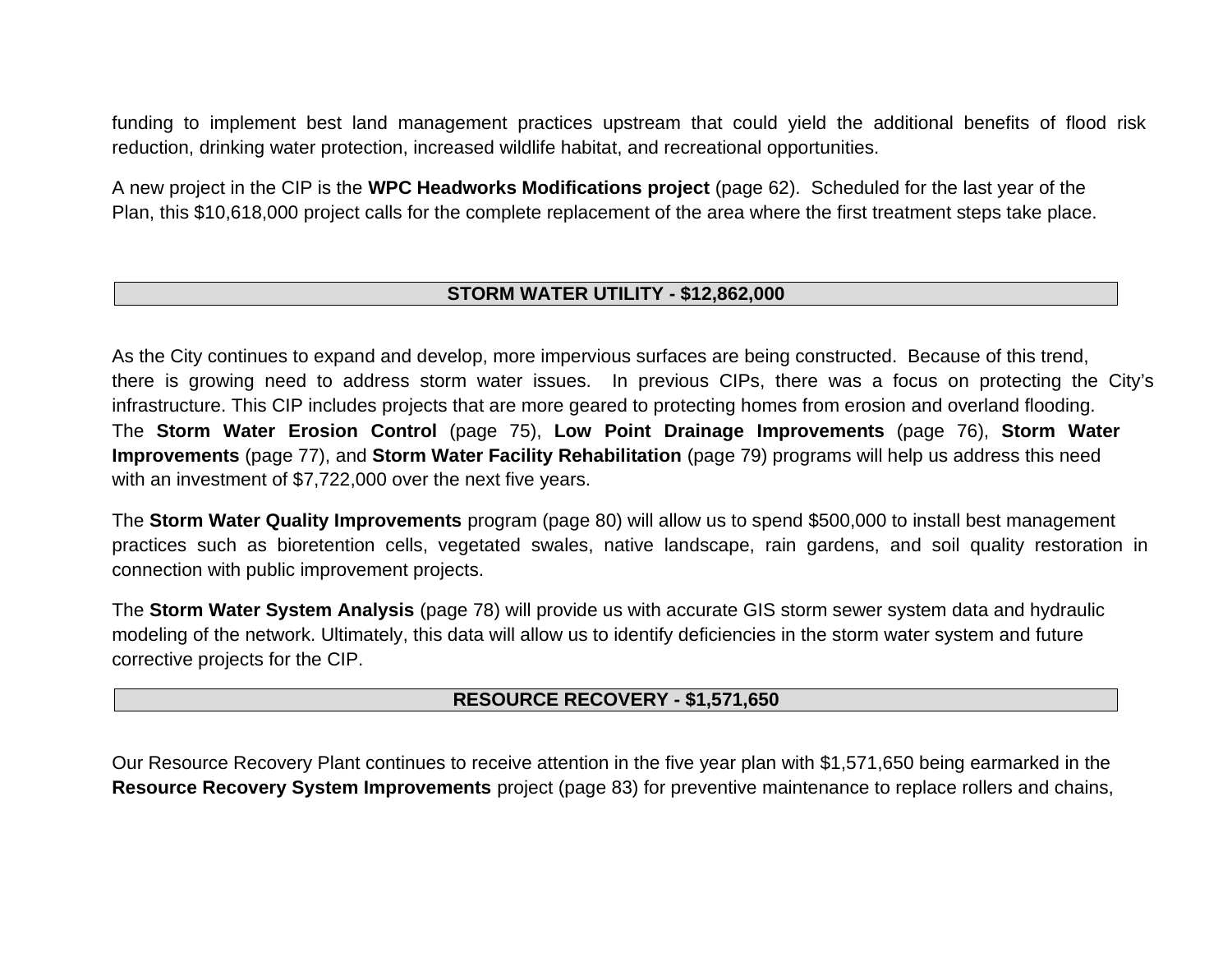funding to implement best land management practices upstream that could yield the additional benefits of flood risk reduction, drinking water protection, increased wildlife habitat, and recreational opportunities.

A new project in the CIP is the **WPC Headworks Modifications project** (page 62). Scheduled for the last year of the Plan, this $10,618,000 project calls for the complete replacement of the area where the first treatment steps take place.

## STORM WATER UTILITY - $12,862,000

As the City continues to expand and develop, more impervious surfaces are being constructed. Because of this trend, there is growing need to address storm water issues. In previous CIPs, there was a focus on protecting the City's infrastructure. This CIP includes projects that are more geared to protecting homes from erosion and overland flooding. The **Storm Water Erosion Control** (page 75), **Low Point Drainage Improvements** (page 76), **Storm Water Improvements** (page 77), and **Storm Water Facility Rehabilitation** (page 79) programs will help us address this need with an investment of $7,722,000 over the next five years.

The **Storm Water Quality Improvements** program (page 80) will allow us to spend $500,000 to install best management practices such as bioretention cells, vegetated swales, native landscape, rain gardens, and soil quality restoration in connection with public improvement projects.

The **Storm Water System Analysis** (page 78) will provide us with accurate GIS storm sewer system data and hydraulic modeling of the network. Ultimately, this data will allow us to identify deficiencies in the storm water system and future corrective projects for the CIP.

## RESOURCE RECOVERY - $1,571,650

Our Resource Recovery Plant continues to receive attention in the five year plan with $1,571,650 being earmarked in the **Resource Recovery System Improvements** project (page 83) for preventive maintenance to replace rollers and chains,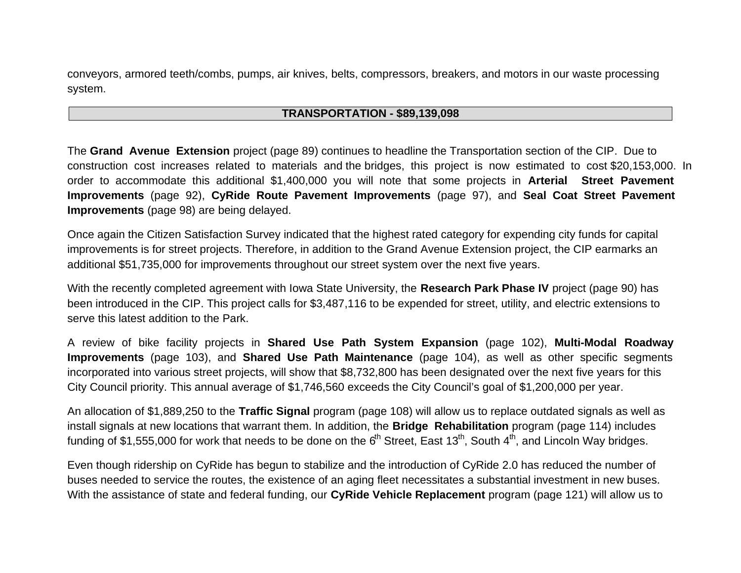conveyors, armored teeth/combs, pumps, air knives, belts, compressors, breakers, and motors in our waste processing system.

## TRANSPORTATION - $89,139,098

The **Grand Avenue Extension** project (page 89) continues to headline the Transportation section of the CIP. Due to construction cost increases related to materials and the bridges, this project is now estimated to cost $20,153,000. In order to accommodate this additional $1,400,000 you will note that some projects in **Arterial Street Pavement Improvements** (page 92), **CyRide Route Pavement Improvements** (page 97), and **Seal Coat Street Pavement Improvements** (page 98) are being delayed.

Once again the Citizen Satisfaction Survey indicated that the highest rated category for expending city funds for capital improvements is for street projects. Therefore, in addition to the Grand Avenue Extension project, the CIP earmarks an additional $51,735,000 for improvements throughout our street system over the next five years.

With the recently completed agreement with Iowa State University, the **Research Park Phase IV** project (page 90) has been introduced in the CIP. This project calls for $3,487,116 to be expended for street, utility, and electric extensions to serve this latest addition to the Park.

A review of bike facility projects in **Shared Use Path System Expansion** (page 102), **Multi-Modal Roadway Improvements** (page 103), and **Shared Use Path Maintenance** (page 104), as well as other specific segments incorporated into various street projects, will show that $8,732,800 has been designated over the next five years for this City Council priority. This annual average of $1,746,560 exceeds the City Council's goal of $1,200,000 per year.

An allocation of $1,889,250 to the **Traffic Signal** program (page 108) will allow us to replace outdated signals as well as install signals at new locations that warrant them. In addition, the **Bridge Rehabilitation** program (page 114) includes funding of $1,555,000 for work that needs to be done on the 6th Street, East 13th, South 4th, and Lincoln Way bridges.

Even though ridership on CyRide has begun to stabilize and the introduction of CyRide 2.0 has reduced the number of buses needed to service the routes, the existence of an aging fleet necessitates a substantial investment in new buses. With the assistance of state and federal funding, our **CyRide Vehicle Replacement** program (page 121) will allow us to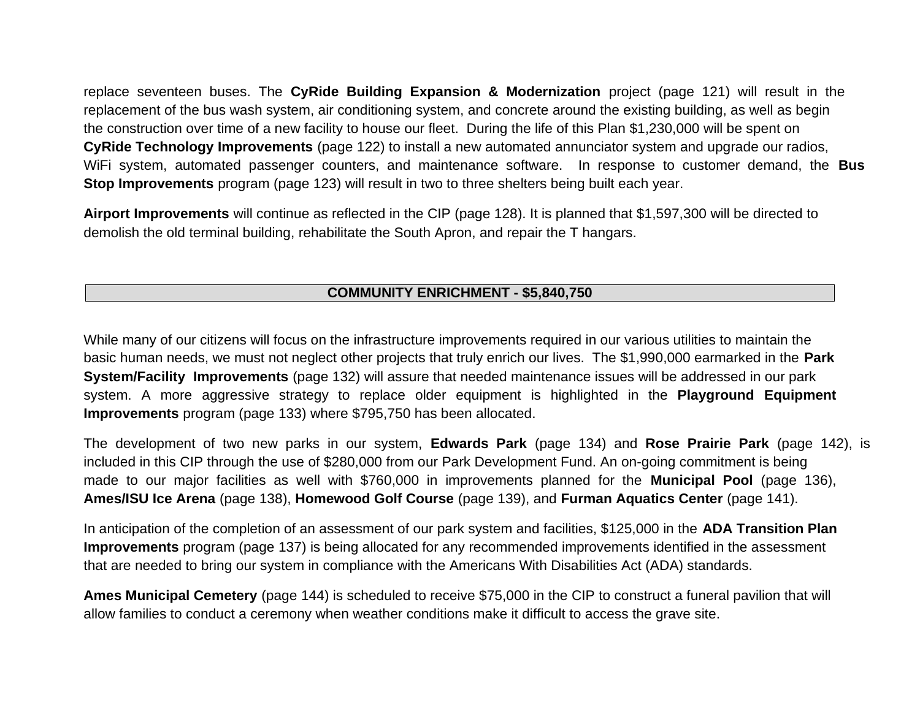replace seventeen buses. The **CyRide Building Expansion & Modernization** project (page 121) will result in the replacement of the bus wash system, air conditioning system, and concrete around the existing building, as well as begin the construction over time of a new facility to house our fleet. During the life of this Plan $1,230,000 will be spent on **CyRide Technology Improvements** (page 122) to install a new automated annunciator system and upgrade our radios, WiFi system, automated passenger counters, and maintenance software. In response to customer demand, the **Bus Stop Improvements** program (page 123) will result in two to three shelters being built each year.

**Airport Improvements** will continue as reflected in the CIP (page 128). It is planned that $1,597,300 will be directed to demolish the old terminal building, rehabilitate the South Apron, and repair the T hangars.

## COMMUNITY ENRICHMENT - $5,840,750

While many of our citizens will focus on the infrastructure improvements required in our various utilities to maintain the basic human needs, we must not neglect other projects that truly enrich our lives. The $1,990,000 earmarked in the **Park System/Facility Improvements** (page 132) will assure that needed maintenance issues will be addressed in our park system. A more aggressive strategy to replace older equipment is highlighted in the **Playground Equipment Improvements** program (page 133) where $795,750 has been allocated.

The development of two new parks in our system, **Edwards Park** (page 134) and **Rose Prairie Park** (page 142), is included in this CIP through the use of $280,000 from our Park Development Fund. An on-going commitment is being made to our major facilities as well with $760,000 in improvements planned for the **Municipal Pool** (page 136), **Ames/ISU Ice Arena** (page 138), **Homewood Golf Course** (page 139), and **Furman Aquatics Center** (page 141).

In anticipation of the completion of an assessment of our park system and facilities, $125,000 in the **ADA Transition Plan Improvements** program (page 137) is being allocated for any recommended improvements identified in the assessment that are needed to bring our system in compliance with the Americans With Disabilities Act (ADA) standards.

**Ames Municipal Cemetery** (page 144) is scheduled to receive $75,000 in the CIP to construct a funeral pavilion that will allow families to conduct a ceremony when weather conditions make it difficult to access the grave site.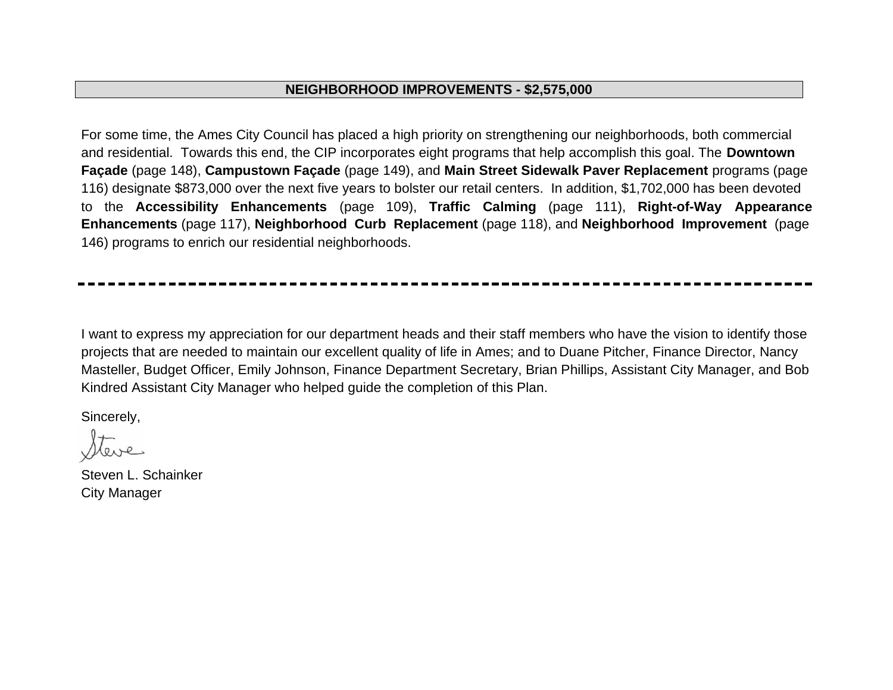## NEIGHBORHOOD IMPROVEMENTS - $2,575,000

For some time, the Ames City Council has placed a high priority on strengthening our neighborhoods, both commercial and residential. Towards this end, the CIP incorporates eight programs that help accomplish this goal. The **Downtown Façade** (page 148), **Campustown Façade** (page 149), and **Main Street Sidewalk Paver Replacement** programs (page 116) designate $873,000 over the next five years to bolster our retail centers. In addition, $1,702,000 has been devoted to the **Accessibility Enhancements** (page 109), **Traffic Calming** (page 111), **Right-of-Way Appearance Enhancements** (page 117), **Neighborhood Curb Replacement** (page 118), and **Neighborhood Improvement** (page 146) programs to enrich our residential neighborhoods.

---

I want to express my appreciation for our department heads and their staff members who have the vision to identify those projects that are needed to maintain our excellent quality of life in Ames; and to Duane Pitcher, Finance Director, Nancy Masteller, Budget Officer, Emily Johnson, Finance Department Secretary, Brian Phillips, Assistant City Manager, and Bob Kindred Assistant City Manager who helped guide the completion of this Plan.

Sincerely,

Steve

Steven L. Schainker
City Manager